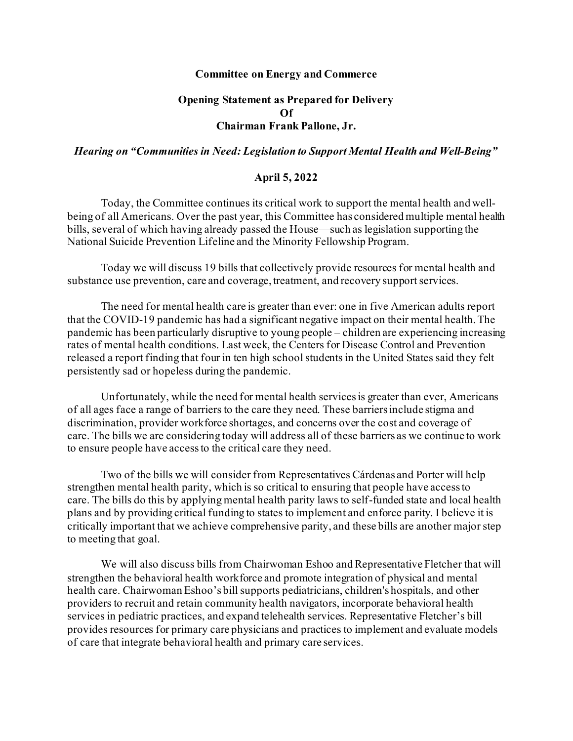**Committee on Energy and Commerce**

**Opening Statement as Prepared for Delivery**
**Of**
**Chairman Frank Pallone, Jr.**

***Hearing on "Communities in Need: Legislation to Support Mental Health and Well-Being"***

**April 5, 2022**

Today, the Committee continues its critical work to support the mental health and well-being of all Americans. Over the past year, this Committee has considered multiple mental health bills, several of which having already passed the House—such as legislation supporting the National Suicide Prevention Lifeline and the Minority Fellowship Program.

Today we will discuss 19 bills that collectively provide resources for mental health and substance use prevention, care and coverage, treatment, and recovery support services.

The need for mental health care is greater than ever: one in five American adults report that the COVID-19 pandemic has had a significant negative impact on their mental health. The pandemic has been particularly disruptive to young people – children are experiencing increasing rates of mental health conditions. Last week, the Centers for Disease Control and Prevention released a report finding that four in ten high school students in the United States said they felt persistently sad or hopeless during the pandemic.

Unfortunately, while the need for mental health services is greater than ever, Americans of all ages face a range of barriers to the care they need. These barriers include stigma and discrimination, provider workforce shortages, and concerns over the cost and coverage of care. The bills we are considering today will address all of these barriers as we continue to work to ensure people have access to the critical care they need.

Two of the bills we will consider from Representatives Cárdenas and Porter will help strengthen mental health parity, which is so critical to ensuring that people have access to care. The bills do this by applying mental health parity laws to self-funded state and local health plans and by providing critical funding to states to implement and enforce parity. I believe it is critically important that we achieve comprehensive parity, and these bills are another major step to meeting that goal.

We will also discuss bills from Chairwoman Eshoo and Representative Fletcher that will strengthen the behavioral health workforce and promote integration of physical and mental health care. Chairwoman Eshoo's bill supports pediatricians, children's hospitals, and other providers to recruit and retain community health navigators, incorporate behavioral health services in pediatric practices, and expand telehealth services. Representative Fletcher's bill provides resources for primary care physicians and practices to implement and evaluate models of care that integrate behavioral health and primary care services.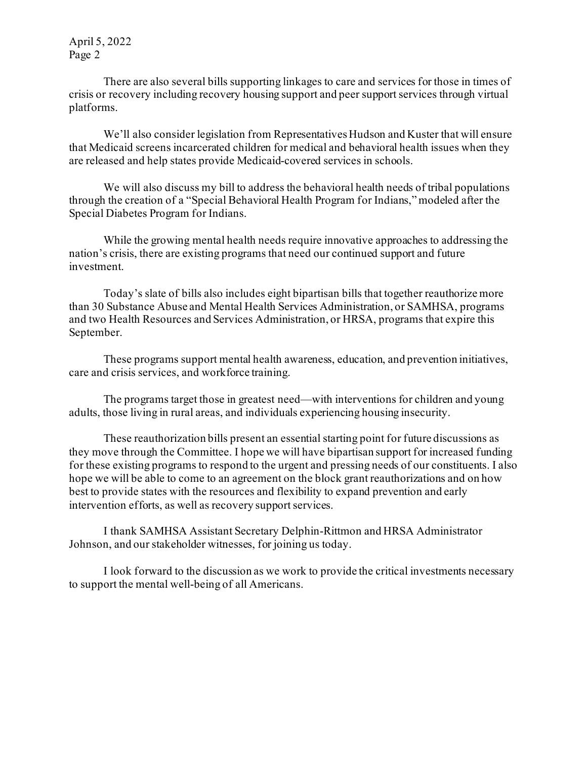There are also several bills supporting linkages to care and services for those in times of crisis or recovery including recovery housing support and peer support services through virtual platforms.

We'll also consider legislation from Representatives Hudson and Kuster that will ensure that Medicaid screens incarcerated children for medical and behavioral health issues when they are released and help states provide Medicaid-covered services in schools.

We will also discuss my bill to address the behavioral health needs of tribal populations through the creation of a "Special Behavioral Health Program for Indians," modeled after the Special Diabetes Program for Indians.

While the growing mental health needs require innovative approaches to addressing the nation's crisis, there are existing programs that need our continued support and future investment.

Today's slate of bills also includes eight bipartisan bills that together reauthorize more than 30 Substance Abuse and Mental Health Services Administration, or SAMHSA, programs and two Health Resources and Services Administration, or HRSA, programs that expire this September.

These programs support mental health awareness, education, and prevention initiatives, care and crisis services, and workforce training.

The programs target those in greatest need—with interventions for children and young adults, those living in rural areas, and individuals experiencing housing insecurity.

These reauthorization bills present an essential starting point for future discussions as they move through the Committee. I hope we will have bipartisan support for increased funding for these existing programs to respond to the urgent and pressing needs of our constituents. I also hope we will be able to come to an agreement on the block grant reauthorizations and on how best to provide states with the resources and flexibility to expand prevention and early intervention efforts, as well as recovery support services.

I thank SAMHSA Assistant Secretary Delphin-Rittmon and HRSA Administrator Johnson, and our stakeholder witnesses, for joining us today.

I look forward to the discussion as we work to provide the critical investments necessary to support the mental well-being of all Americans.